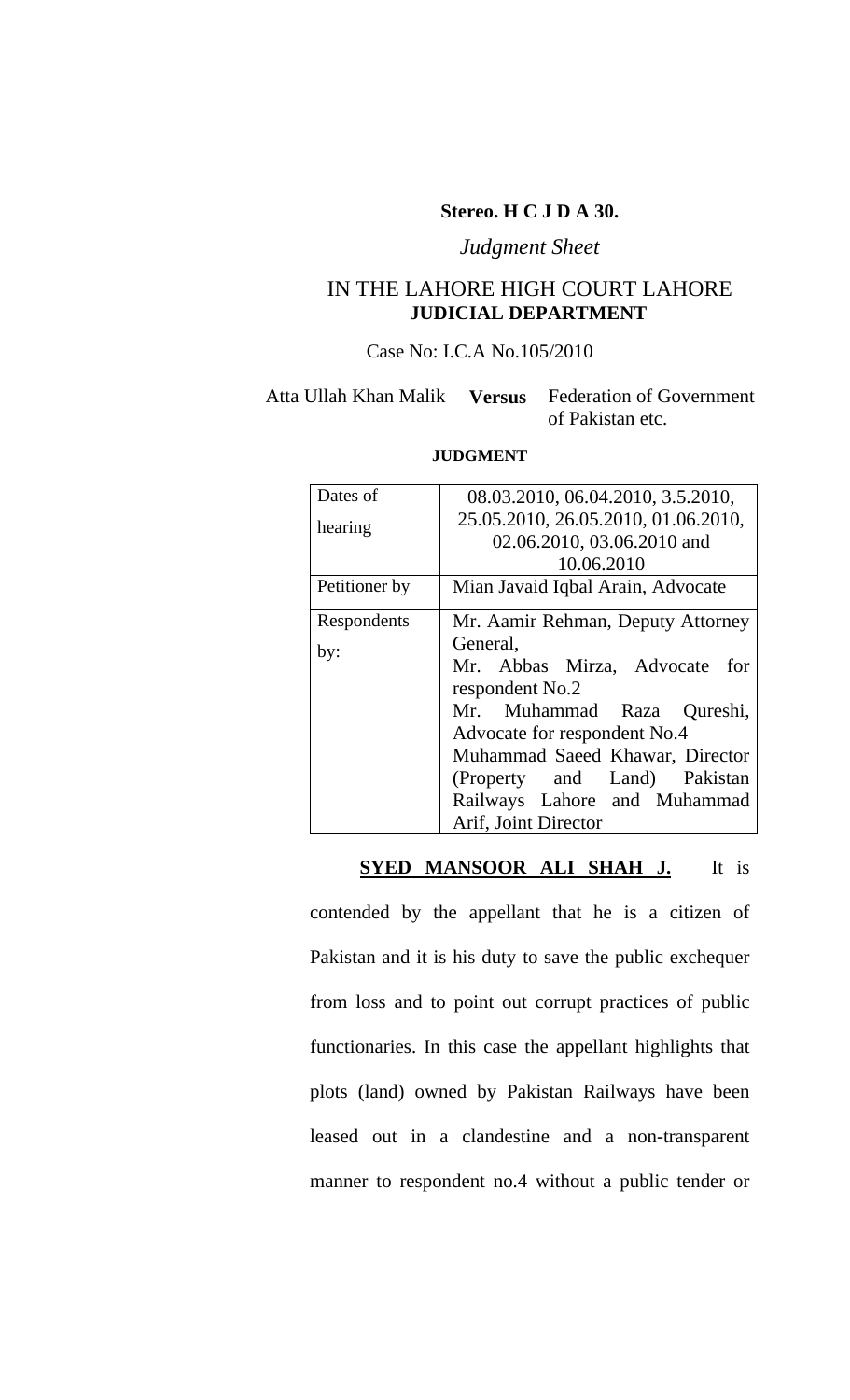**Stereo. H C J D A 30.**

*Judgment Sheet*

IN THE LAHORE HIGH COURT LAHORE
**JUDICIAL DEPARTMENT**

Case No: I.C.A No.105/2010

Atta Ullah Khan Malik **Versus** Federation of Government of Pakistan etc.

**JUDGMENT**

| Dates of hearing | 08.03.2010, 06.04.2010, 3.5.2010, 25.05.2010, 26.05.2010, 01.06.2010, 02.06.2010, 03.06.2010 and 10.06.2010 |
|---|---|
| Petitioner by | Mian Javaid Iqbal Arain, Advocate |
| Respondents by: | Mr. Aamir Rehman, Deputy Attorney General, Mr. Abbas Mirza, Advocate for respondent No.2 Mr. Muhammad Raza Qureshi, Advocate for respondent No.4 Muhammad Saeed Khawar, Director (Property and Land) Pakistan Railways Lahore and Muhammad Arif, Joint Director |

**SYED MANSOOR ALI SHAH J.** It is contended by the appellant that he is a citizen of Pakistan and it is his duty to save the public exchequer from loss and to point out corrupt practices of public functionaries. In this case the appellant highlights that plots (land) owned by Pakistan Railways have been leased out in a clandestine and a non-transparent manner to respondent no.4 without a public tender or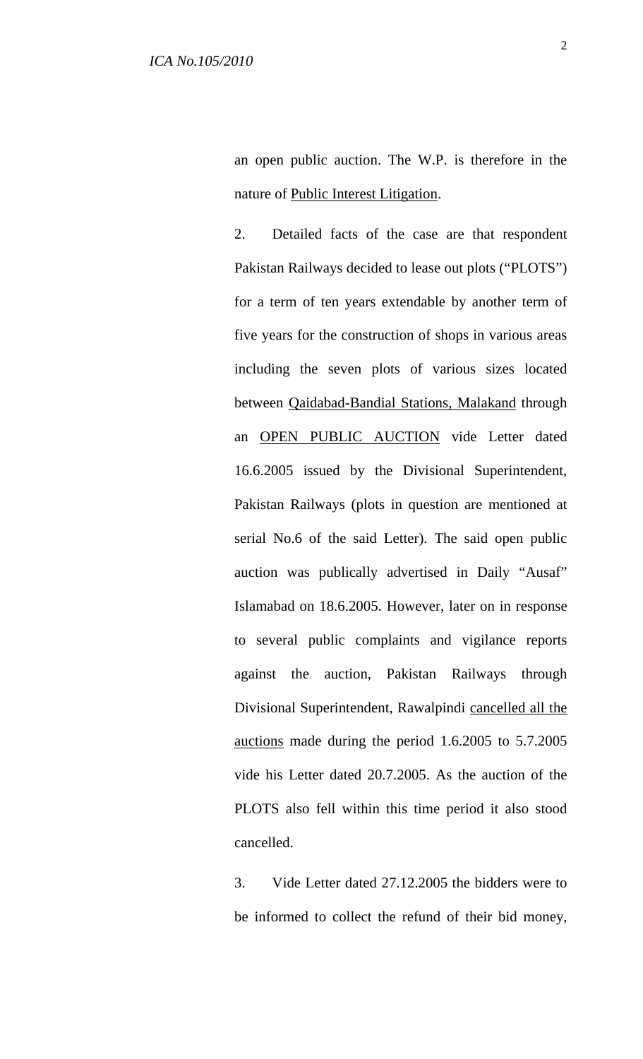an open public auction. The W.P. is therefore in the nature of Public Interest Litigation.

2. Detailed facts of the case are that respondent Pakistan Railways decided to lease out plots ("PLOTS") for a term of ten years extendable by another term of five years for the construction of shops in various areas including the seven plots of various sizes located between Qaidabad-Bandial Stations, Malakand through an OPEN PUBLIC AUCTION vide Letter dated 16.6.2005 issued by the Divisional Superintendent, Pakistan Railways (plots in question are mentioned at serial No.6 of the said Letter). The said open public auction was publically advertised in Daily "Ausaf" Islamabad on 18.6.2005. However, later on in response to several public complaints and vigilance reports against the auction, Pakistan Railways through Divisional Superintendent, Rawalpindi cancelled all the auctions made during the period 1.6.2005 to 5.7.2005 vide his Letter dated 20.7.2005. As the auction of the PLOTS also fell within this time period it also stood cancelled.

3. Vide Letter dated 27.12.2005 the bidders were to be informed to collect the refund of their bid money,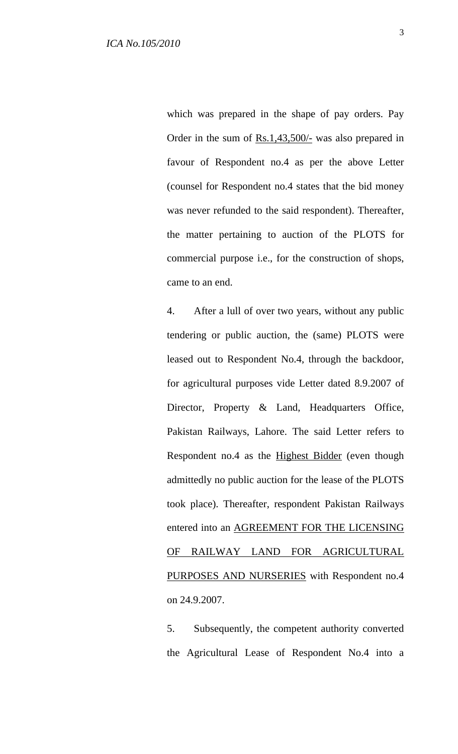which was prepared in the shape of pay orders. Pay Order in the sum of <u>Rs.1,43,500/-</u> was also prepared in favour of Respondent no.4 as per the above Letter (counsel for Respondent no.4 states that the bid money was never refunded to the said respondent). Thereafter, the matter pertaining to auction of the PLOTS for commercial purpose i.e., for the construction of shops, came to an end.

4. After a lull of over two years, without any public tendering or public auction, the (same) PLOTS were leased out to Respondent No.4, through the backdoor, for agricultural purposes vide Letter dated 8.9.2007 of Director, Property & Land, Headquarters Office, Pakistan Railways, Lahore. The said Letter refers to Respondent no.4 as the <u>Highest Bidder</u> (even though admittedly no public auction for the lease of the PLOTS took place). Thereafter, respondent Pakistan Railways entered into an <u>AGREEMENT FOR THE LICENSING OF RAILWAY LAND FOR AGRICULTURAL PURPOSES AND NURSERIES</u> with Respondent no.4 on 24.9.2007.

5. Subsequently, the competent authority converted the Agricultural Lease of Respondent No.4 into a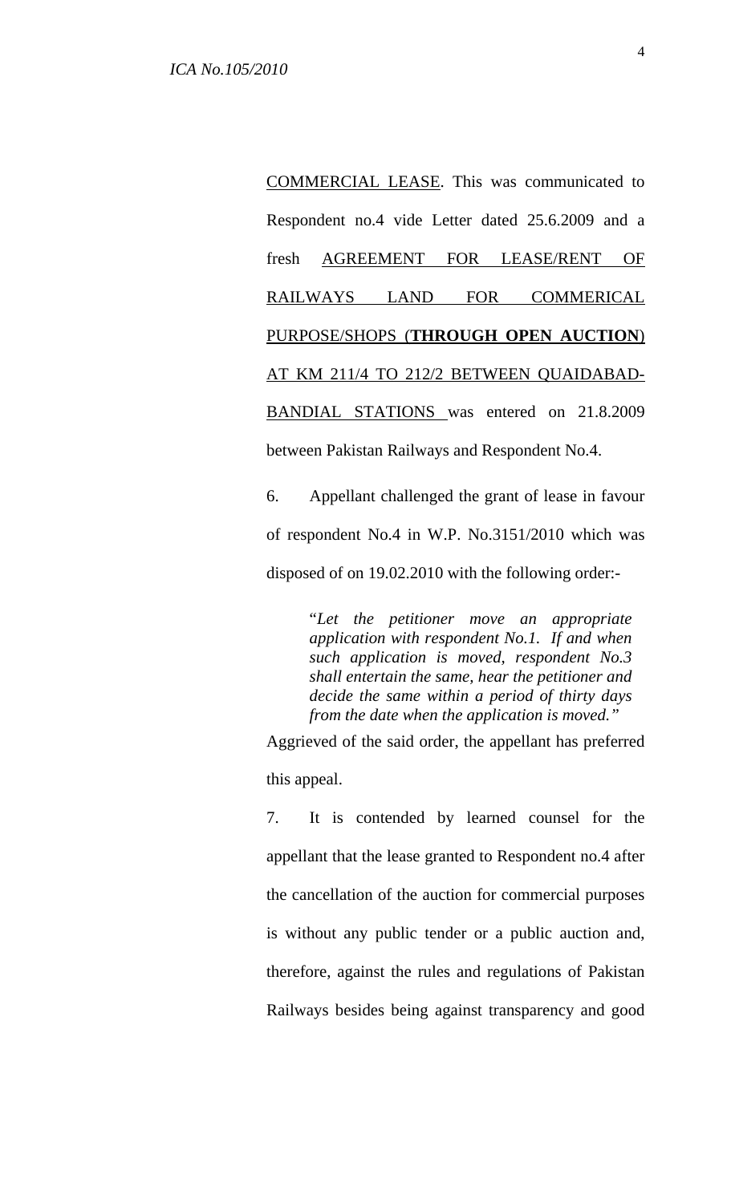<u>COMMERCIAL LEASE</u>. This was communicated to Respondent no.4 vide Letter dated 25.6.2009 and a fresh <u>AGREEMENT FOR LEASE/RENT OF RAILWAYS LAND FOR COMMERICAL PURPOSE/SHOPS (**THROUGH OPEN AUCTION**) AT KM 211/4 TO 212/2 BETWEEN QUAIDABAD-BANDIAL STATIONS</u> was entered on 21.8.2009 between Pakistan Railways and Respondent No.4.

6. Appellant challenged the grant of lease in favour of respondent No.4 in W.P. No.3151/2010 which was disposed of on 19.02.2010 with the following order:-

> "*Let the petitioner move an appropriate application with respondent No.1. If and when such application is moved, respondent No.3 shall entertain the same, hear the petitioner and decide the same within a period of thirty days from the date when the application is moved.*"

Aggrieved of the said order, the appellant has preferred this appeal.

7. It is contended by learned counsel for the appellant that the lease granted to Respondent no.4 after the cancellation of the auction for commercial purposes is without any public tender or a public auction and, therefore, against the rules and regulations of Pakistan Railways besides being against transparency and good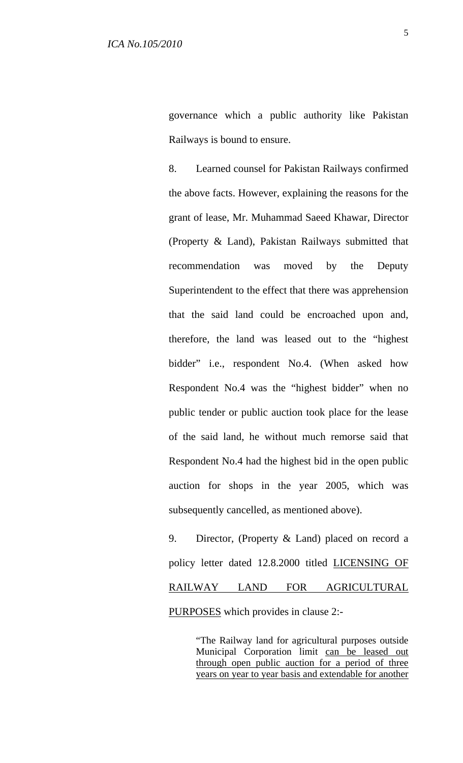governance which a public authority like Pakistan Railways is bound to ensure.

8. Learned counsel for Pakistan Railways confirmed the above facts. However, explaining the reasons for the grant of lease, Mr. Muhammad Saeed Khawar, Director (Property & Land), Pakistan Railways submitted that recommendation was moved by the Deputy Superintendent to the effect that there was apprehension that the said land could be encroached upon and, therefore, the land was leased out to the "highest bidder" i.e., respondent No.4. (When asked how Respondent No.4 was the "highest bidder" when no public tender or public auction took place for the lease of the said land, he without much remorse said that Respondent No.4 had the highest bid in the open public auction for shops in the year 2005, which was subsequently cancelled, as mentioned above).

9. Director, (Property & Land) placed on record a policy letter dated 12.8.2000 titled <u>LICENSING OF RAILWAY LAND FOR AGRICULTURAL PURPOSES</u> which provides in clause 2:-

> "The Railway land for agricultural purposes outside Municipal Corporation limit <u>can be leased out through open public auction for a period of three years on year to year basis and extendable for another</u>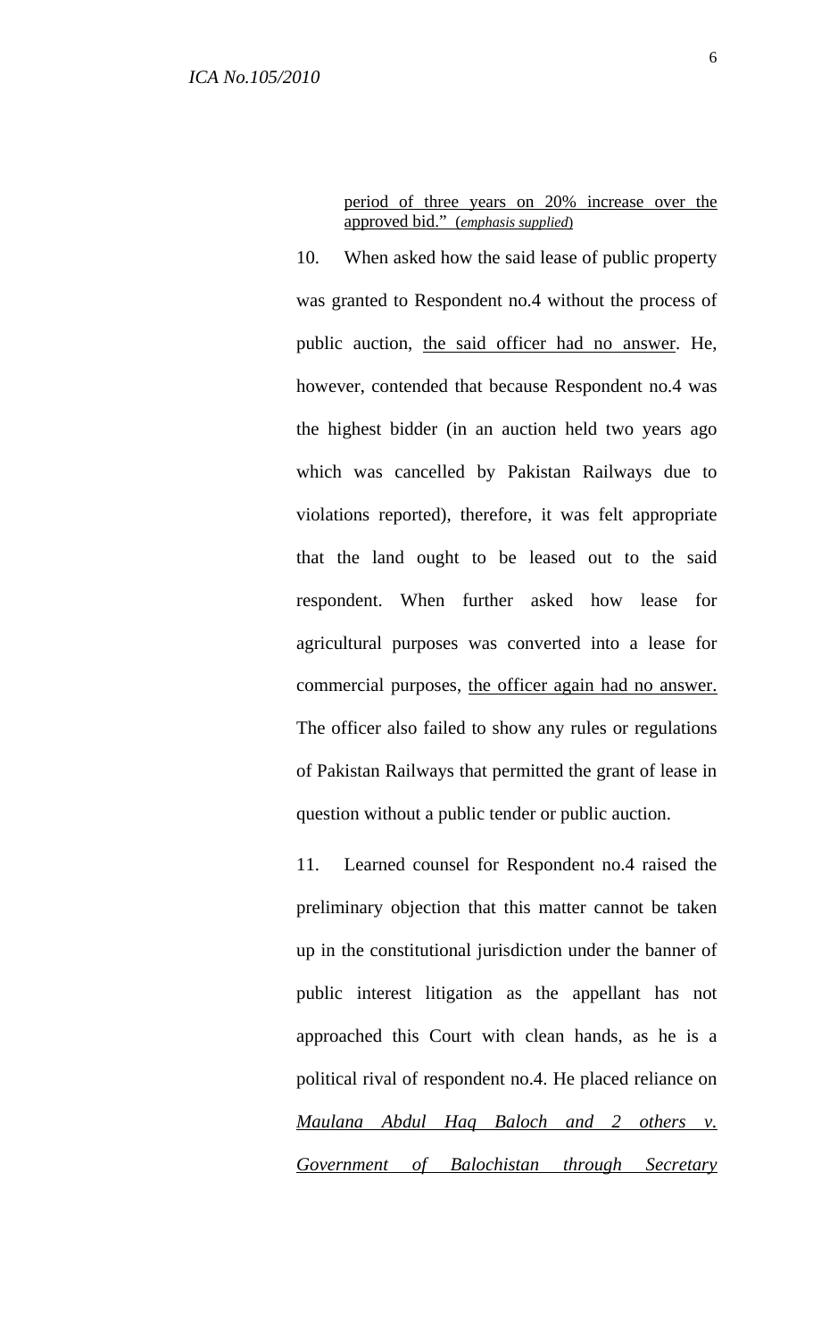> period of three years on 20% increase over the approved bid." (*emphasis supplied*)

10. When asked how the said lease of public property was granted to Respondent no.4 without the process of public auction, the said officer had no answer. He, however, contended that because Respondent no.4 was the highest bidder (in an auction held two years ago which was cancelled by Pakistan Railways due to violations reported), therefore, it was felt appropriate that the land ought to be leased out to the said respondent. When further asked how lease for agricultural purposes was converted into a lease for commercial purposes, the officer again had no answer. The officer also failed to show any rules or regulations of Pakistan Railways that permitted the grant of lease in question without a public tender or public auction.

11. Learned counsel for Respondent no.4 raised the preliminary objection that this matter cannot be taken up in the constitutional jurisdiction under the banner of public interest litigation as the appellant has not approached this Court with clean hands, as he is a political rival of respondent no.4. He placed reliance on *Maulana Abdul Haq Baloch and 2 others v. Government of Balochistan through Secretary*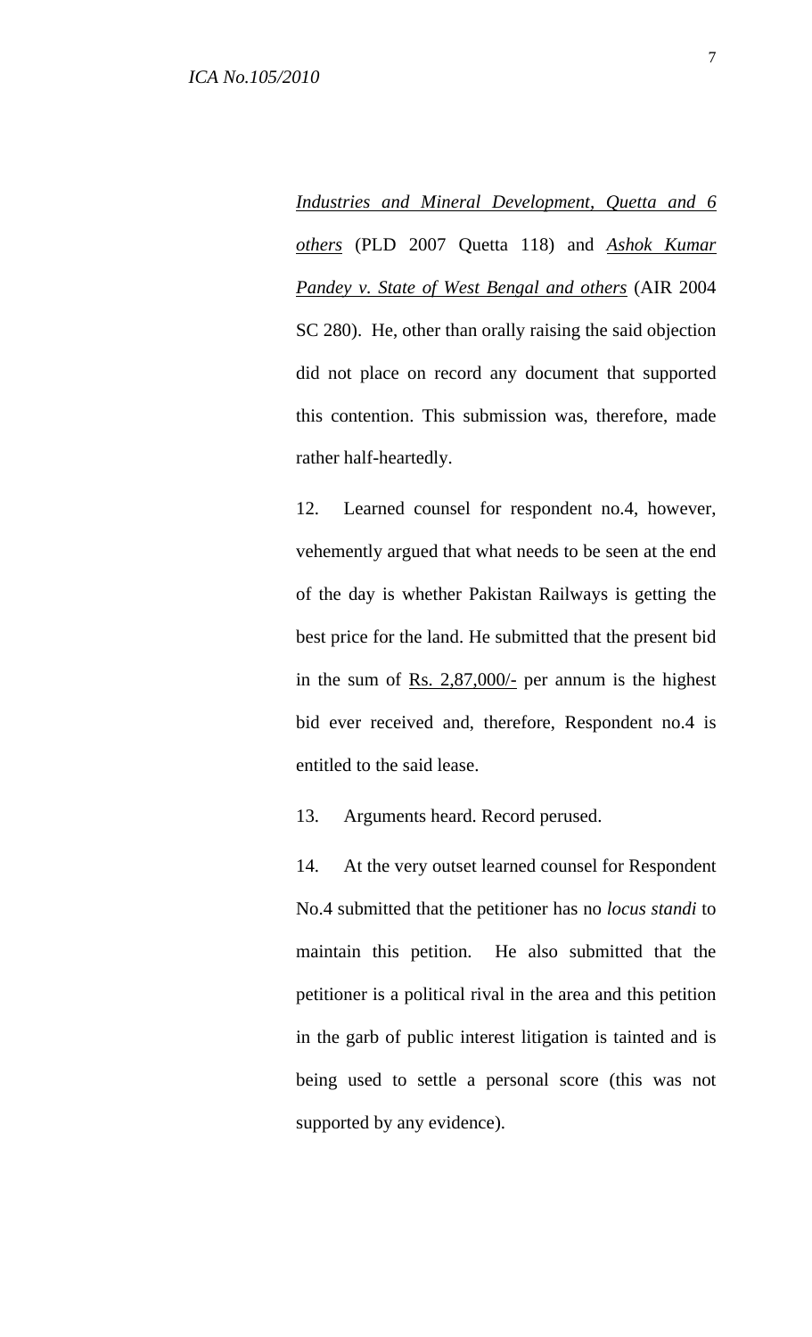*Industries and Mineral Development, Quetta and 6 others* (PLD 2007 Quetta 118) and *Ashok Kumar Pandey v. State of West Bengal and others* (AIR 2004 SC 280). He, other than orally raising the said objection did not place on record any document that supported this contention. This submission was, therefore, made rather half-heartedly.

12. Learned counsel for respondent no.4, however, vehemently argued that what needs to be seen at the end of the day is whether Pakistan Railways is getting the best price for the land. He submitted that the present bid in the sum of Rs. 2,87,000/- per annum is the highest bid ever received and, therefore, Respondent no.4 is entitled to the said lease.

13. Arguments heard. Record perused.

14. At the very outset learned counsel for Respondent No.4 submitted that the petitioner has no *locus standi* to maintain this petition. He also submitted that the petitioner is a political rival in the area and this petition in the garb of public interest litigation is tainted and is being used to settle a personal score (this was not supported by any evidence).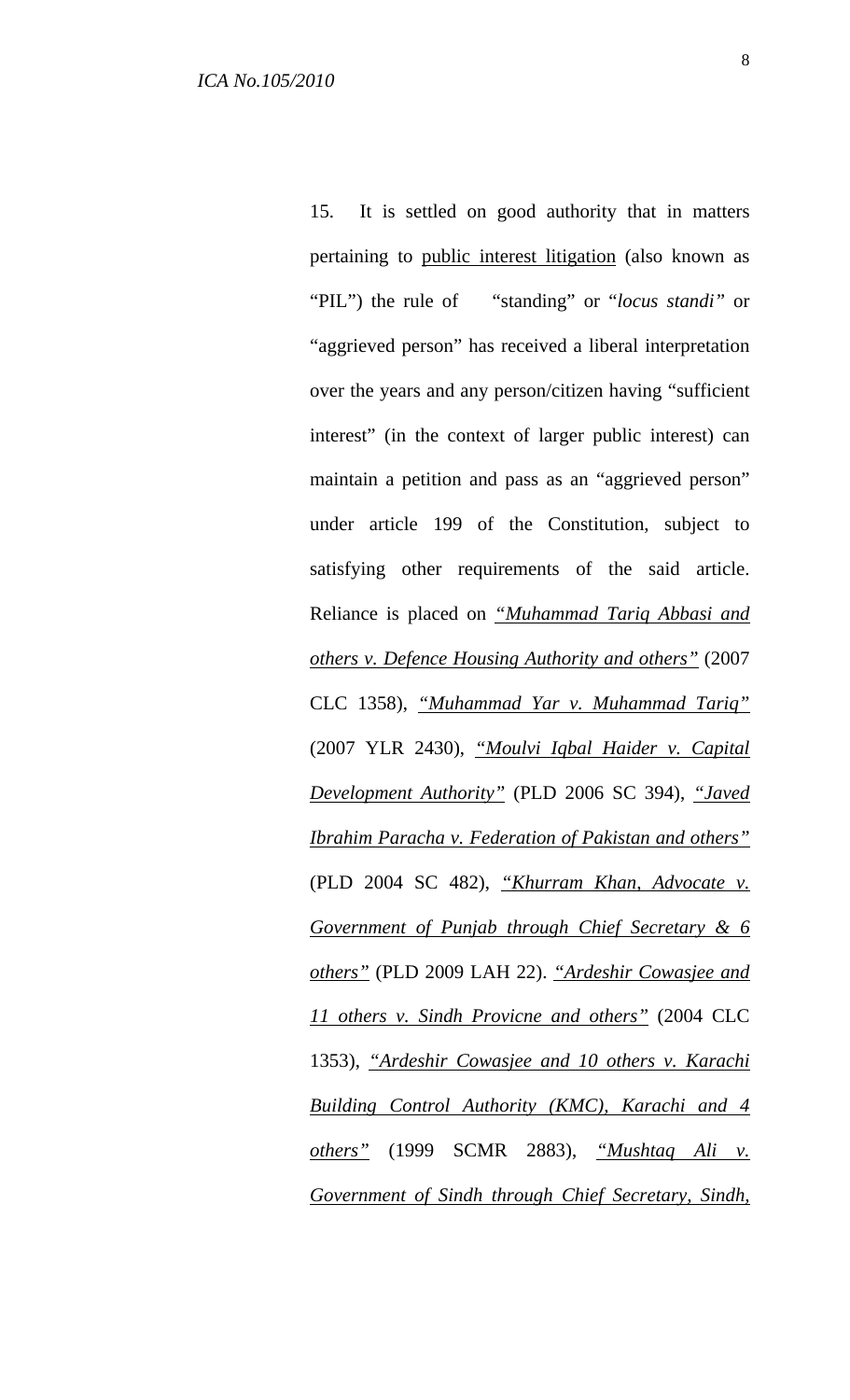15. It is settled on good authority that in matters pertaining to <u>public interest litigation</u> (also known as "PIL") the rule of "standing" or "*locus standi*" or "aggrieved person" has received a liberal interpretation over the years and any person/citizen having "sufficient interest" (in the context of larger public interest) can maintain a petition and pass as an "aggrieved person" under article 199 of the Constitution, subject to satisfying other requirements of the said article. Reliance is placed on <u>*"Muhammad Tariq Abbasi and others v. Defence Housing Authority and others"*</u> (2007 CLC 1358), <u>*"Muhammad Yar v. Muhammad Tariq"*</u> (2007 YLR 2430), <u>*"Moulvi Iqbal Haider v. Capital Development Authority"*</u> (PLD 2006 SC 394), <u>*"Javed Ibrahim Paracha v. Federation of Pakistan and others"*</u> (PLD 2004 SC 482), <u>*"Khurram Khan, Advocate v. Government of Punjab through Chief Secretary & 6 others"*</u> (PLD 2009 LAH 22). <u>*"Ardeshir Cowasjee and 11 others v. Sindh Provicne and others"*</u> (2004 CLC 1353), <u>*"Ardeshir Cowasjee and 10 others v. Karachi Building Control Authority (KMC), Karachi and 4 others"*</u> (1999 SCMR 2883), <u>*"Mushtaq Ali v. Government of Sindh through Chief Secretary, Sindh,*</u>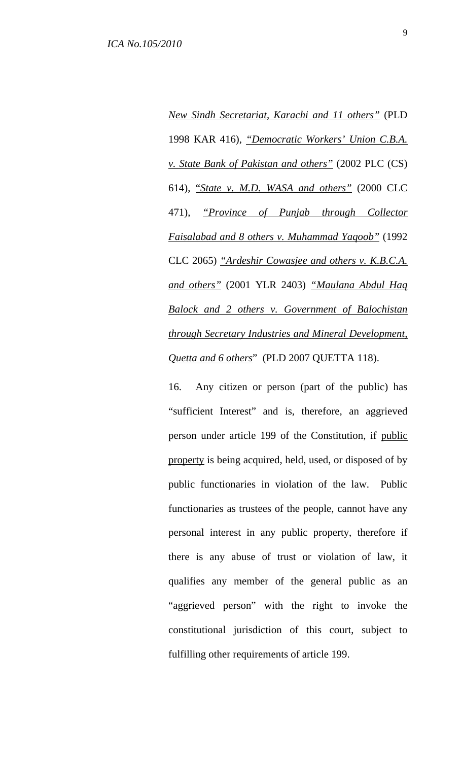*New Sindh Secretariat, Karachi and 11 others"* (PLD 1998 KAR 416), *"Democratic Workers' Union C.B.A. v. State Bank of Pakistan and others"* (2002 PLC (CS) 614), *"State v. M.D. WASA and others"* (2000 CLC 471), *"Province of Punjab through Collector Faisalabad and 8 others v. Muhammad Yaqoob"* (1992 CLC 2065) *"Ardeshir Cowasjee and others v. K.B.C.A. and others"* (2001 YLR 2403) *"Maulana Abdul Haq Balock and 2 others v. Government of Balochistan through Secretary Industries and Mineral Development, Quetta and 6 others"* (PLD 2007 QUETTA 118).

16. Any citizen or person (part of the public) has "sufficient Interest" and is, therefore, an aggrieved person under article 199 of the Constitution, if public property is being acquired, held, used, or disposed of by public functionaries in violation of the law. Public functionaries as trustees of the people, cannot have any personal interest in any public property, therefore if there is any abuse of trust or violation of law, it qualifies any member of the general public as an "aggrieved person" with the right to invoke the constitutional jurisdiction of this court, subject to fulfilling other requirements of article 199.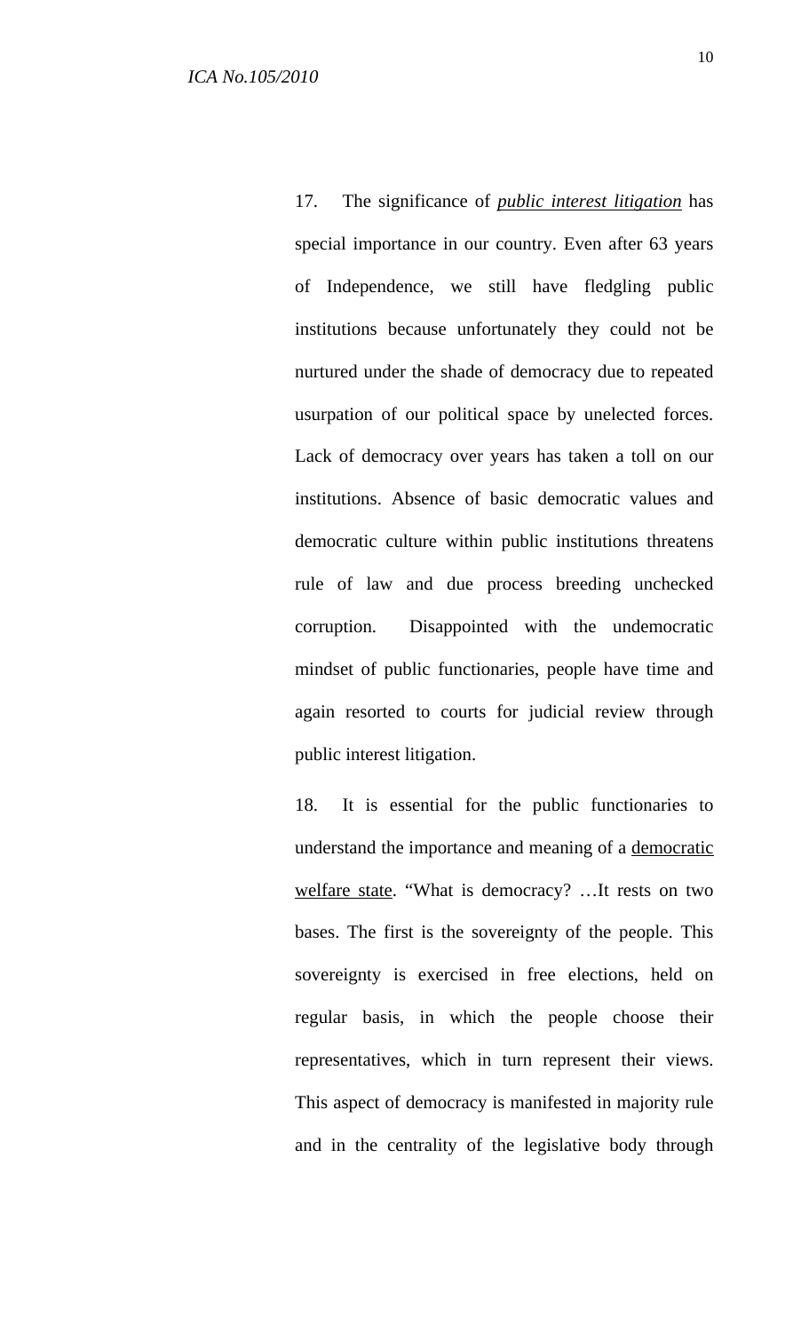17. The significance of *<u>public interest litigation</u>* has special importance in our country. Even after 63 years of Independence, we still have fledgling public institutions because unfortunately they could not be nurtured under the shade of democracy due to repeated usurpation of our political space by unelected forces. Lack of democracy over years has taken a toll on our institutions. Absence of basic democratic values and democratic culture within public institutions threatens rule of law and due process breeding unchecked corruption. Disappointed with the undemocratic mindset of public functionaries, people have time and again resorted to courts for judicial review through public interest litigation.

18. It is essential for the public functionaries to understand the importance and meaning of a <u>democratic welfare state</u>. "What is democracy? …It rests on two bases. The first is the sovereignty of the people. This sovereignty is exercised in free elections, held on regular basis, in which the people choose their representatives, which in turn represent their views. This aspect of democracy is manifested in majority rule and in the centrality of the legislative body through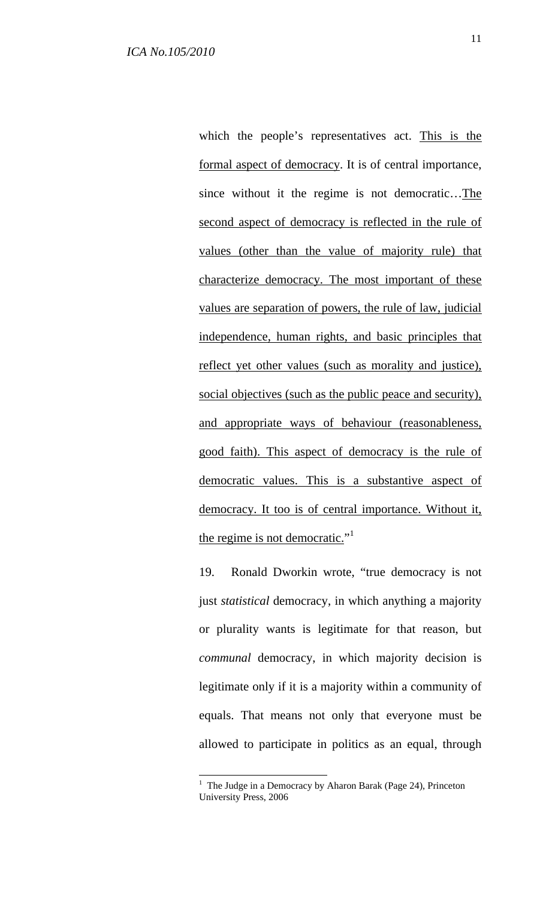which the people's representatives act. <u>This is the formal aspect of democracy</u>. It is of central importance, since without it the regime is not democratic…<u>The second aspect of democracy is reflected in the rule of values (other than the value of majority rule) that characterize democracy. The most important of these values are separation of powers, the rule of law, judicial independence, human rights, and basic principles that reflect yet other values (such as morality and justice), social objectives (such as the public peace and security), and appropriate ways of behaviour (reasonableness, good faith). This aspect of democracy is the rule of democratic values. This is a substantive aspect of democracy. It too is of central importance. Without it, the regime is not democratic.</u>"[1]

19. Ronald Dworkin wrote, "true democracy is not just *statistical* democracy, in which anything a majority or plurality wants is legitimate for that reason, but *communal* democracy, in which majority decision is legitimate only if it is a majority within a community of equals. That means not only that everyone must be allowed to participate in politics as an equal, through

---

[1] The Judge in a Democracy by Aharon Barak (Page 24), Princeton University Press, 2006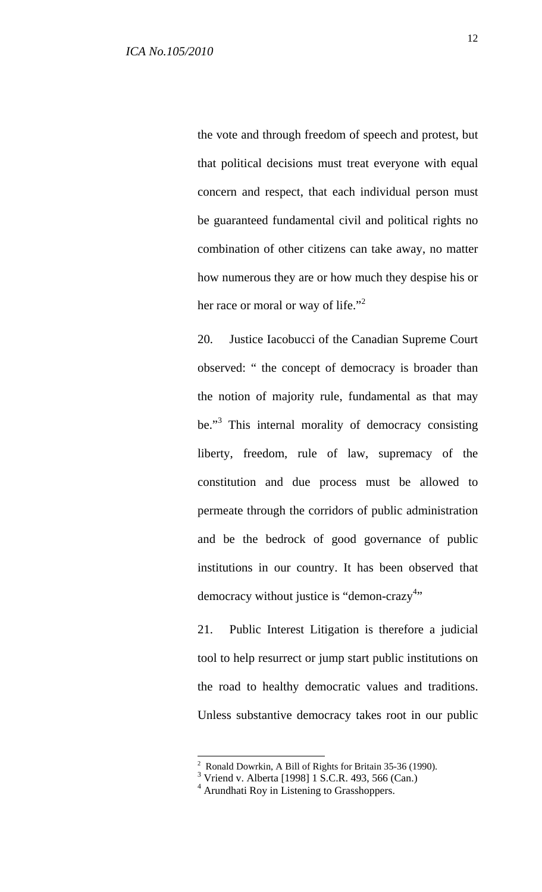the vote and through freedom of speech and protest, but that political decisions must treat everyone with equal concern and respect, that each individual person must be guaranteed fundamental civil and political rights no combination of other citizens can take away, no matter how numerous they are or how much they despise his or her race or moral or way of life."[2]

20. Justice Iacobucci of the Canadian Supreme Court observed: " the concept of democracy is broader than the notion of majority rule, fundamental as that may be."[3] This internal morality of democracy consisting liberty, freedom, rule of law, supremacy of the constitution and due process must be allowed to permeate through the corridors of public administration and be the bedrock of good governance of public institutions in our country. It has been observed that democracy without justice is "demon-crazy[4]"

21. Public Interest Litigation is therefore a judicial tool to help resurrect or jump start public institutions on the road to healthy democratic values and traditions. Unless substantive democracy takes root in our public

---

[2] Ronald Dowrkin, A Bill of Rights for Britain 35-36 (1990).

[3] Vriend v. Alberta [1998] 1 S.C.R. 493, 566 (Can.)

[4] Arundhati Roy in Listening to Grasshoppers.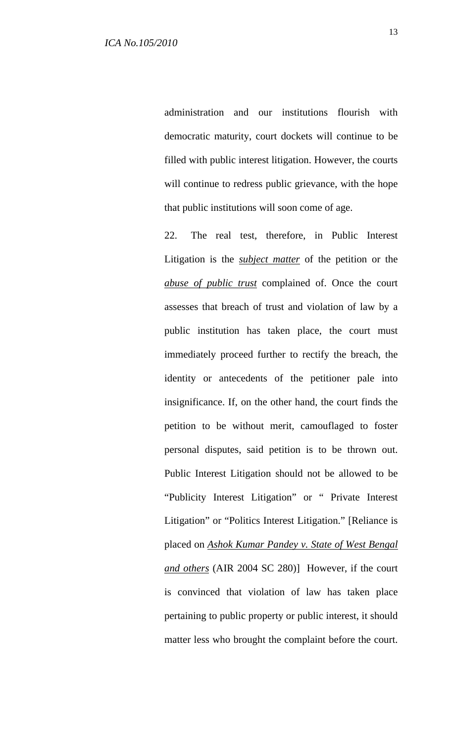administration and our institutions flourish with democratic maturity, court dockets will continue to be filled with public interest litigation. However, the courts will continue to redress public grievance, with the hope that public institutions will soon come of age.

22. The real test, therefore, in Public Interest Litigation is the ***subject matter*** of the petition or the ***abuse of public trust*** complained of. Once the court assesses that breach of trust and violation of law by a public institution has taken place, the court must immediately proceed further to rectify the breach, the identity or antecedents of the petitioner pale into insignificance. If, on the other hand, the court finds the petition to be without merit, camouflaged to foster personal disputes, said petition is to be thrown out. Public Interest Litigation should not be allowed to be "Publicity Interest Litigation" or " Private Interest Litigation" or "Politics Interest Litigation." [Reliance is placed on ***Ashok Kumar Pandey v. State of West Bengal and others*** (AIR 2004 SC 280)] However, if the court is convinced that violation of law has taken place pertaining to public property or public interest, it should matter less who brought the complaint before the court.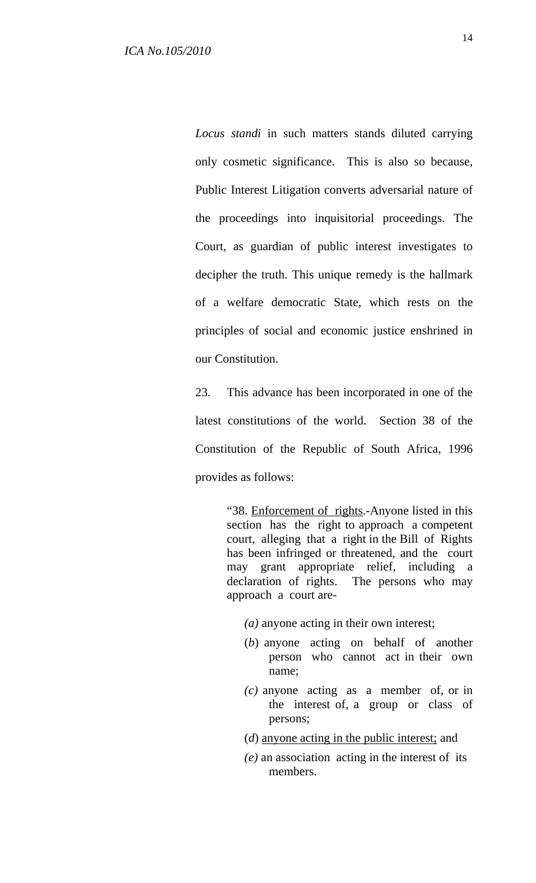*Locus standi* in such matters stands diluted carrying only cosmetic significance. This is also so because, Public Interest Litigation converts adversarial nature of the proceedings into inquisitorial proceedings. The Court, as guardian of public interest investigates to decipher the truth. This unique remedy is the hallmark of a welfare democratic State, which rests on the principles of social and economic justice enshrined in our Constitution.

23. This advance has been incorporated in one of the latest constitutions of the world. Section 38 of the Constitution of the Republic of South Africa, 1996 provides as follows:

> "38. <u>Enforcement of rights</u>.-Anyone listed in this section has the right to approach a competent court, alleging that a right in the Bill of Rights has been infringed or threatened, and the court may grant appropriate relief, including a declaration of rights. The persons who may approach a court are-
>
> *(a)* anyone acting in their own interest;
>
> (*b*) anyone acting on behalf of another person who cannot act in their own name;
>
> *(c)* anyone acting as a member of, or in the interest of, a group or class of persons;
>
> (*d*) <u>anyone acting in the public interest;</u> and
>
> *(e)* an association acting in the interest of its members.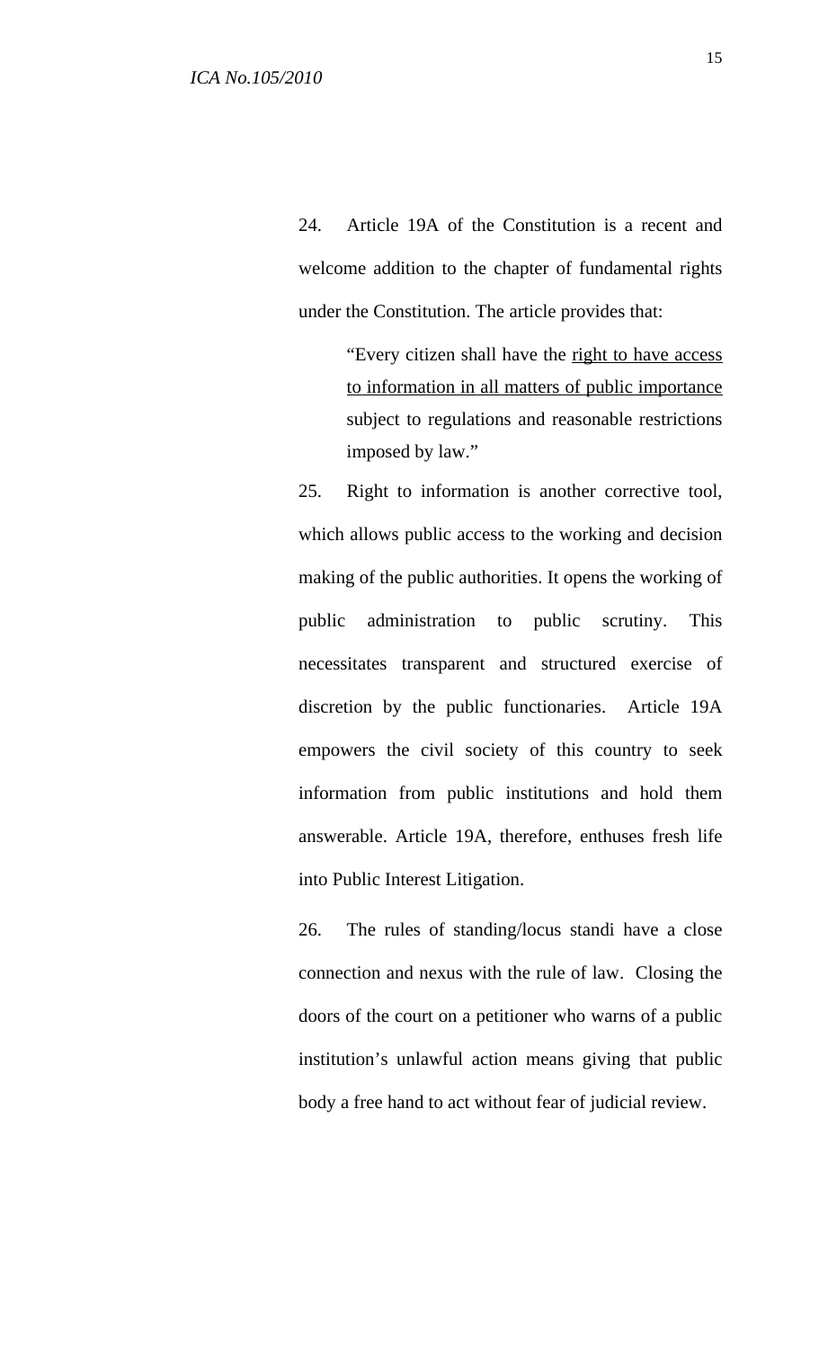24. Article 19A of the Constitution is a recent and welcome addition to the chapter of fundamental rights under the Constitution. The article provides that:

> "Every citizen shall have the <u>right to have access to information in all matters of public importance</u> subject to regulations and reasonable restrictions imposed by law."

25. Right to information is another corrective tool, which allows public access to the working and decision making of the public authorities. It opens the working of public administration to public scrutiny. This necessitates transparent and structured exercise of discretion by the public functionaries. Article 19A empowers the civil society of this country to seek information from public institutions and hold them answerable. Article 19A, therefore, enthuses fresh life into Public Interest Litigation.

26. The rules of standing/locus standi have a close connection and nexus with the rule of law. Closing the doors of the court on a petitioner who warns of a public institution's unlawful action means giving that public body a free hand to act without fear of judicial review.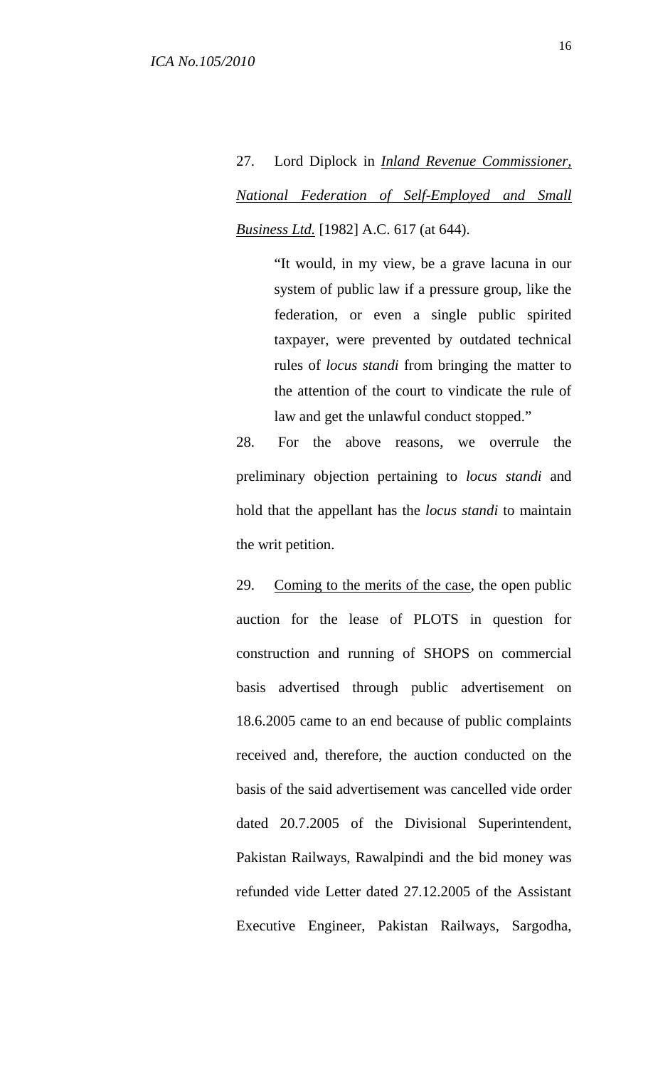27. Lord Diplock in *Inland Revenue Commissioner, National Federation of Self-Employed and Small Business Ltd.* [1982] A.C. 617 (at 644).

> "It would, in my view, be a grave lacuna in our system of public law if a pressure group, like the federation, or even a single public spirited taxpayer, were prevented by outdated technical rules of *locus standi* from bringing the matter to the attention of the court to vindicate the rule of law and get the unlawful conduct stopped."

28. For the above reasons, we overrule the preliminary objection pertaining to *locus standi* and hold that the appellant has the *locus standi* to maintain the writ petition.

29. Coming to the merits of the case, the open public auction for the lease of PLOTS in question for construction and running of SHOPS on commercial basis advertised through public advertisement on 18.6.2005 came to an end because of public complaints received and, therefore, the auction conducted on the basis of the said advertisement was cancelled vide order dated 20.7.2005 of the Divisional Superintendent, Pakistan Railways, Rawalpindi and the bid money was refunded vide Letter dated 27.12.2005 of the Assistant Executive Engineer, Pakistan Railways, Sargodha,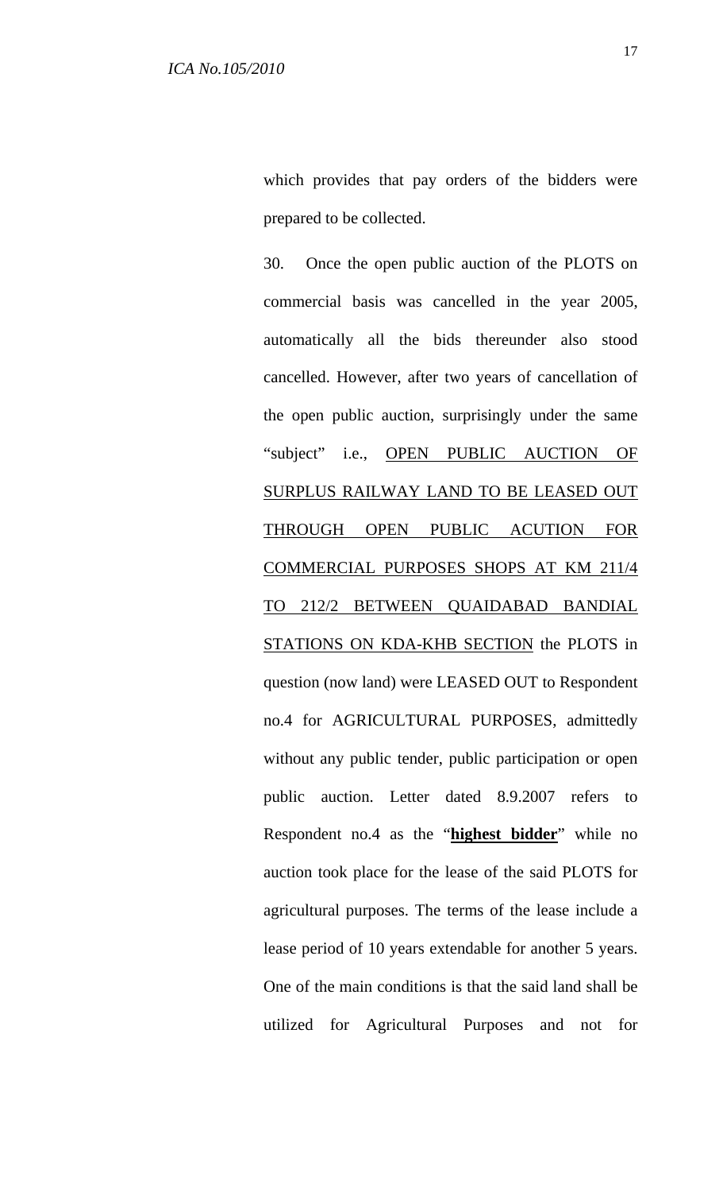which provides that pay orders of the bidders were prepared to be collected.

30. Once the open public auction of the PLOTS on commercial basis was cancelled in the year 2005, automatically all the bids thereunder also stood cancelled. However, after two years of cancellation of the open public auction, surprisingly under the same "subject" i.e., <u>OPEN PUBLIC AUCTION OF SURPLUS RAILWAY LAND TO BE LEASED OUT THROUGH OPEN PUBLIC ACUTION FOR COMMERCIAL PURPOSES SHOPS AT KM 211/4 TO 212/2 BETWEEN QUAIDABAD BANDIAL STATIONS ON KDA-KHB SECTION</u> the PLOTS in question (now land) were LEASED OUT to Respondent no.4 for AGRICULTURAL PURPOSES, admittedly without any public tender, public participation or open public auction. Letter dated 8.9.2007 refers to Respondent no.4 as the "**<u>highest bidder</u>**" while no auction took place for the lease of the said PLOTS for agricultural purposes. The terms of the lease include a lease period of 10 years extendable for another 5 years. One of the main conditions is that the said land shall be utilized for Agricultural Purposes and not for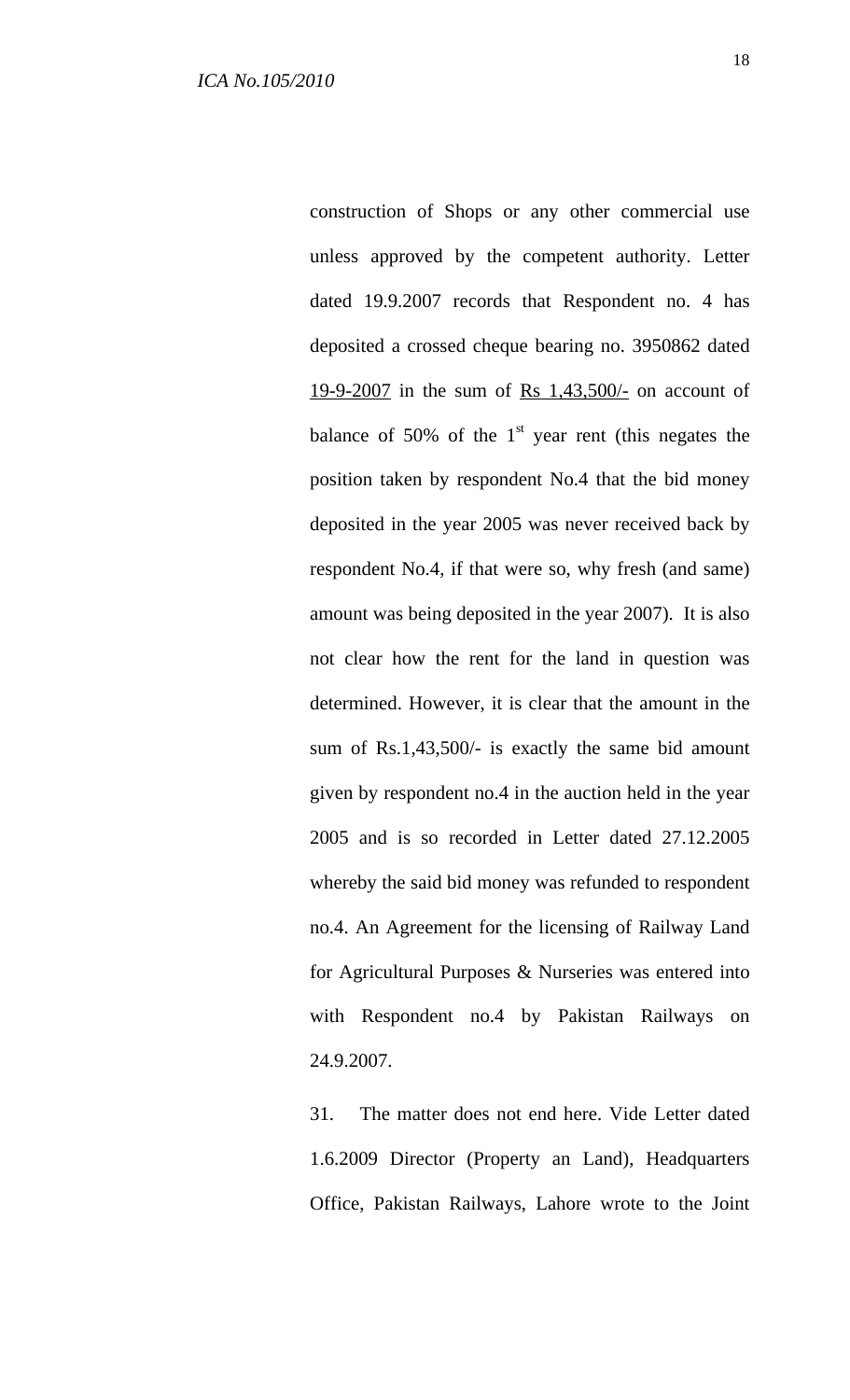construction of Shops or any other commercial use unless approved by the competent authority. Letter dated 19.9.2007 records that Respondent no. 4 has deposited a crossed cheque bearing no. 3950862 dated 19-9-2007 in the sum of Rs 1,43,500/- on account of balance of 50% of the 1st year rent (this negates the position taken by respondent No.4 that the bid money deposited in the year 2005 was never received back by respondent No.4, if that were so, why fresh (and same) amount was being deposited in the year 2007). It is also not clear how the rent for the land in question was determined. However, it is clear that the amount in the sum of Rs.1,43,500/- is exactly the same bid amount given by respondent no.4 in the auction held in the year 2005 and is so recorded in Letter dated 27.12.2005 whereby the said bid money was refunded to respondent no.4. An Agreement for the licensing of Railway Land for Agricultural Purposes & Nurseries was entered into with Respondent no.4 by Pakistan Railways on 24.9.2007.

31. The matter does not end here. Vide Letter dated 1.6.2009 Director (Property an Land), Headquarters Office, Pakistan Railways, Lahore wrote to the Joint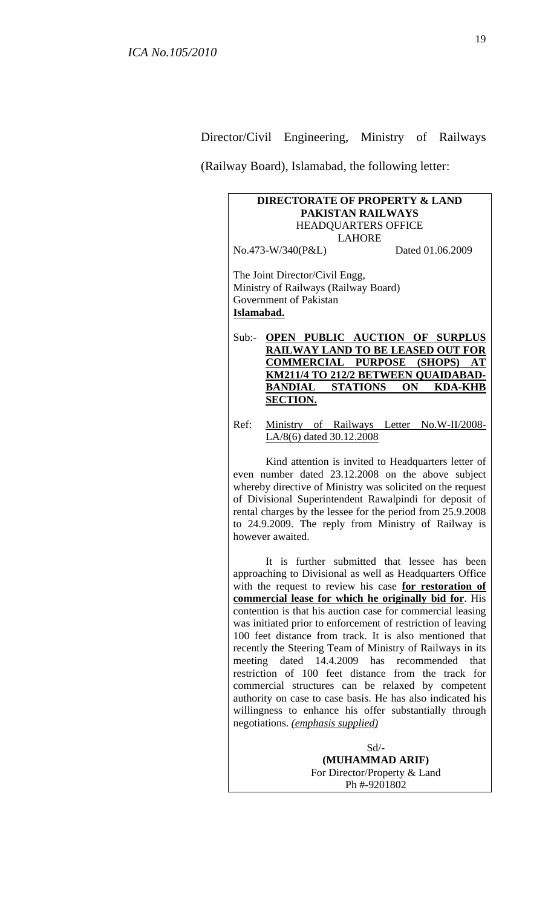Director/Civil Engineering, Ministry of Railways (Railway Board), Islamabad, the following letter:

> **DIRECTORATE OF PROPERTY & LAND**
> **PAKISTAN RAILWAYS**
> HEADQUARTERS OFFICE
> LAHORE
>
> No.473-W/340(P&L) Dated 01.06.2009
>
> The Joint Director/Civil Engg,
> Ministry of Railways (Railway Board)
> Government of Pakistan
> **Islamabad.**
>
> Sub:- **OPEN PUBLIC AUCTION OF SURPLUS RAILWAY LAND TO BE LEASED OUT FOR COMMERCIAL PURPOSE (SHOPS) AT KM211/4 TO 212/2 BETWEEN QUAIDABAD-BANDIAL STATIONS ON KDA-KHB SECTION.**
>
> Ref: Ministry of Railways Letter No.W-II/2008-LA/8(6) dated 30.12.2008
>
> Kind attention is invited to Headquarters letter of even number dated 23.12.2008 on the above subject whereby directive of Ministry was solicited on the request of Divisional Superintendent Rawalpindi for deposit of rental charges by the lessee for the period from 25.9.2008 to 24.9.2009. The reply from Ministry of Railway is however awaited.
>
> It is further submitted that lessee has been approaching to Divisional as well as Headquarters Office with the request to review his case **for restoration of commercial lease for which he originally bid for**. His contention is that his auction case for commercial leasing was initiated prior to enforcement of restriction of leaving 100 feet distance from track. It is also mentioned that recently the Steering Team of Ministry of Railways in its meeting dated 14.4.2009 has recommended that restriction of 100 feet distance from the track for commercial structures can be relaxed by competent authority on case to case basis. He has also indicated his willingness to enhance his offer substantially through negotiations. *(emphasis supplied)*
>
> Sd/-
> **(MUHAMMAD ARIF)**
> For Director/Property & Land
> Ph #-9201802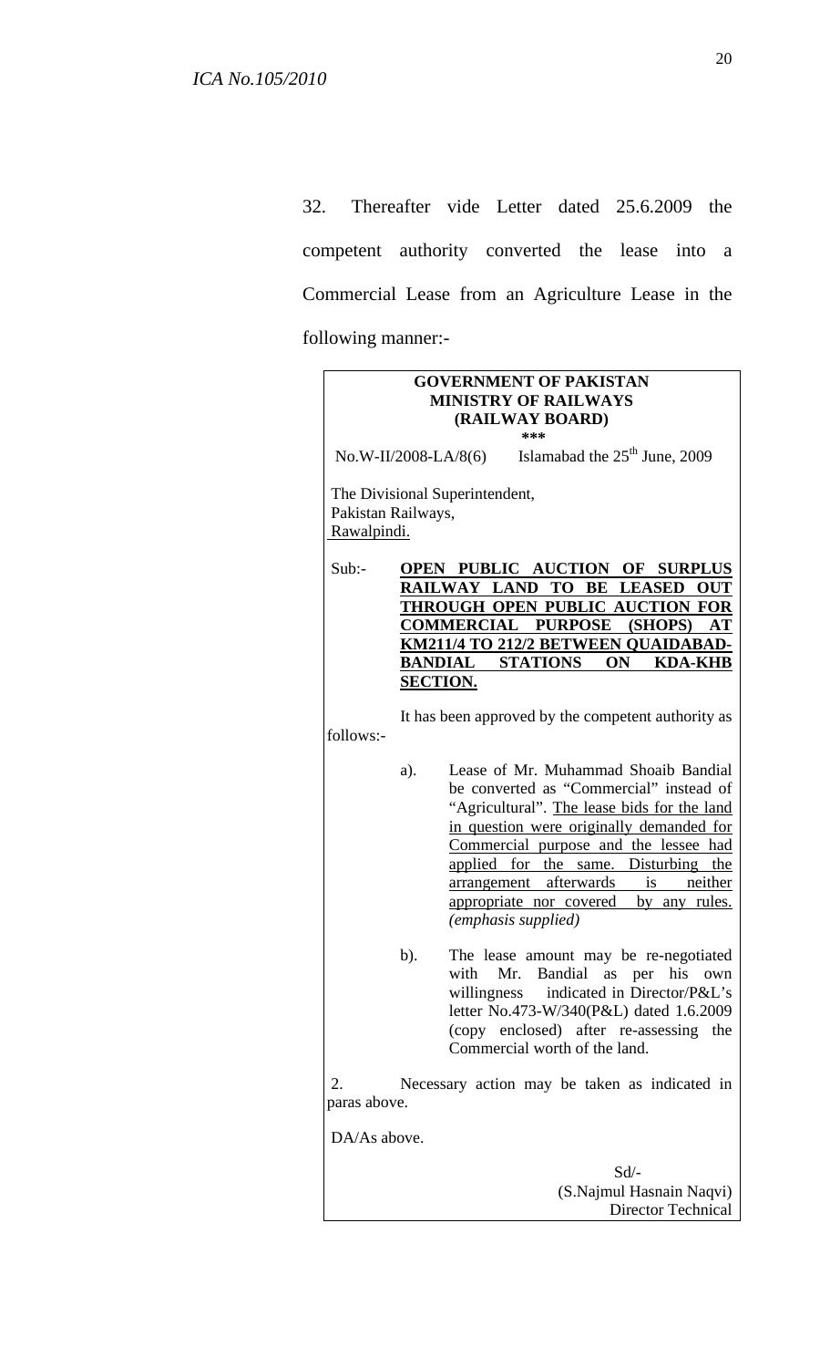32. Thereafter vide Letter dated 25.6.2009 the competent authority converted the lease into a Commercial Lease from an Agriculture Lease in the following manner:-

> **GOVERNMENT OF PAKISTAN**
> **MINISTRY OF RAILWAYS**
> **(RAILWAY BOARD)**
> **\*\*\***
>
> No.W-II/2008-LA/8(6) Islamabad the 25th June, 2009
>
> The Divisional Superintendent,
> Pakistan Railways,
> <u>Rawalpindi.</u>
>
> Sub:- **<u>OPEN PUBLIC AUCTION OF SURPLUS RAILWAY LAND TO BE LEASED OUT THROUGH OPEN PUBLIC AUCTION FOR COMMERCIAL PURPOSE (SHOPS) AT KM211/4 TO 212/2 BETWEEN QUAIDABAD-BANDIAL STATIONS ON KDA-KHB SECTION.</u>**
>
> It has been approved by the competent authority as follows:-
>
> a). Lease of Mr. Muhammad Shoaib Bandial be converted as "Commercial" instead of "Agricultural". <u>The lease bids for the land in question were originally demanded for Commercial purpose and the lessee had applied for the same. Disturbing the arrangement afterwards is neither appropriate nor covered by any rules.</u> *(emphasis supplied)*
>
> b). The lease amount may be re-negotiated with Mr. Bandial as per his own willingness indicated in Director/P&L's letter No.473-W/340(P&L) dated 1.6.2009 (copy enclosed) after re-assessing the Commercial worth of the land.
>
> 2. Necessary action may be taken as indicated in paras above.
>
> DA/As above.
>
> Sd/-
> (S.Najmul Hasnain Naqvi)
> Director Technical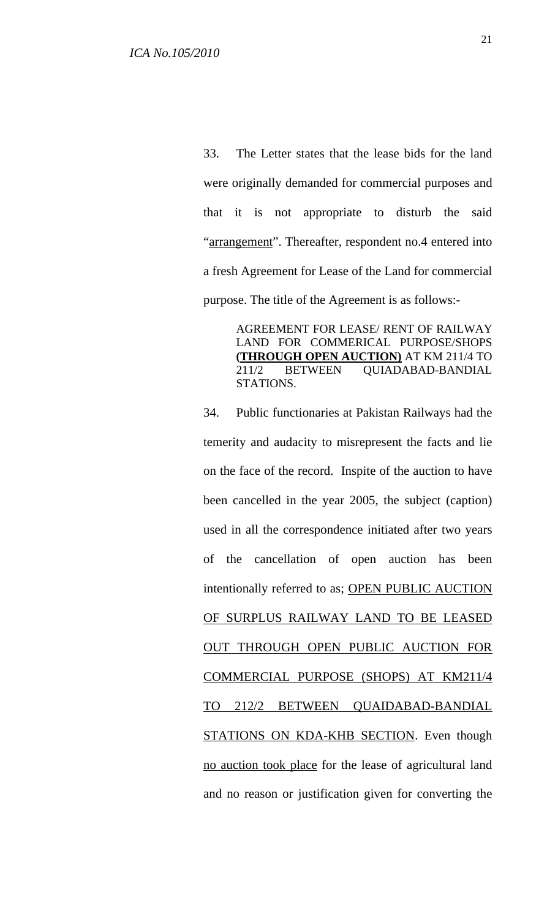33. The Letter states that the lease bids for the land were originally demanded for commercial purposes and that it is not appropriate to disturb the said "<u>arrangement</u>". Thereafter, respondent no.4 entered into a fresh Agreement for Lease of the Land for commercial purpose. The title of the Agreement is as follows:-

> AGREEMENT FOR LEASE/ RENT OF RAILWAY LAND FOR COMMERICAL PURPOSE/SHOPS **<u>(THROUGH OPEN AUCTION)</u>** AT KM 211/4 TO 211/2 BETWEEN QUIADABAD-BANDIAL STATIONS.

34. Public functionaries at Pakistan Railways had the temerity and audacity to misrepresent the facts and lie on the face of the record. Inspite of the auction to have been cancelled in the year 2005, the subject (caption) used in all the correspondence initiated after two years of the cancellation of open auction has been intentionally referred to as; <u>OPEN PUBLIC AUCTION OF SURPLUS RAILWAY LAND TO BE LEASED OUT THROUGH OPEN PUBLIC AUCTION FOR COMMERCIAL PURPOSE (SHOPS) AT KM211/4 TO 212/2 BETWEEN QUAIDABAD-BANDIAL STATIONS ON KDA-KHB SECTION</u>. Even though <u>no auction took place</u> for the lease of agricultural land and no reason or justification given for converting the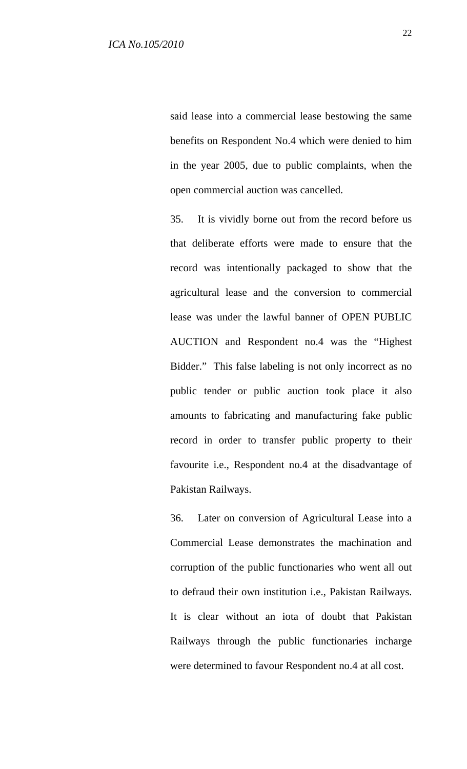said lease into a commercial lease bestowing the same benefits on Respondent No.4 which were denied to him in the year 2005, due to public complaints, when the open commercial auction was cancelled.

35. It is vividly borne out from the record before us that deliberate efforts were made to ensure that the record was intentionally packaged to show that the agricultural lease and the conversion to commercial lease was under the lawful banner of OPEN PUBLIC AUCTION and Respondent no.4 was the "Highest Bidder." This false labeling is not only incorrect as no public tender or public auction took place it also amounts to fabricating and manufacturing fake public record in order to transfer public property to their favourite i.e., Respondent no.4 at the disadvantage of Pakistan Railways.

36. Later on conversion of Agricultural Lease into a Commercial Lease demonstrates the machination and corruption of the public functionaries who went all out to defraud their own institution i.e., Pakistan Railways. It is clear without an iota of doubt that Pakistan Railways through the public functionaries incharge were determined to favour Respondent no.4 at all cost.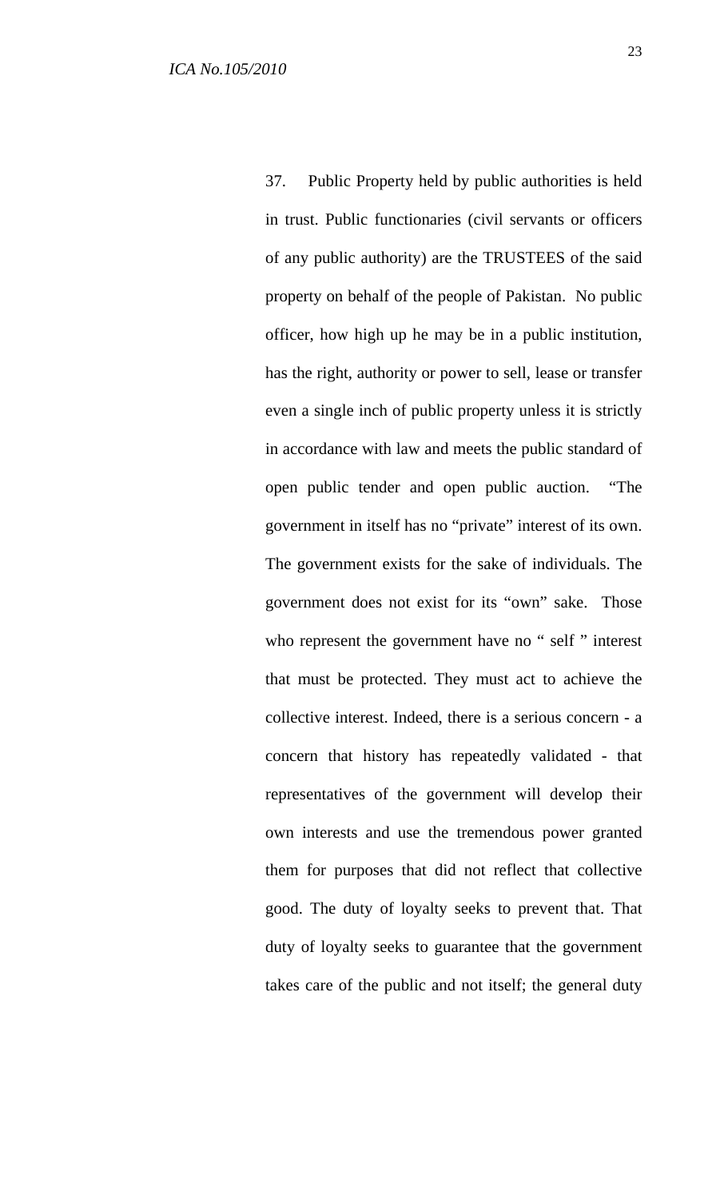37. Public Property held by public authorities is held in trust. Public functionaries (civil servants or officers of any public authority) are the TRUSTEES of the said property on behalf of the people of Pakistan. No public officer, how high up he may be in a public institution, has the right, authority or power to sell, lease or transfer even a single inch of public property unless it is strictly in accordance with law and meets the public standard of open public tender and open public auction. "The government in itself has no "private" interest of its own. The government exists for the sake of individuals. The government does not exist for its "own" sake. Those who represent the government have no " self " interest that must be protected. They must act to achieve the collective interest. Indeed, there is a serious concern - a concern that history has repeatedly validated - that representatives of the government will develop their own interests and use the tremendous power granted them for purposes that did not reflect that collective good. The duty of loyalty seeks to prevent that. That duty of loyalty seeks to guarantee that the government takes care of the public and not itself; the general duty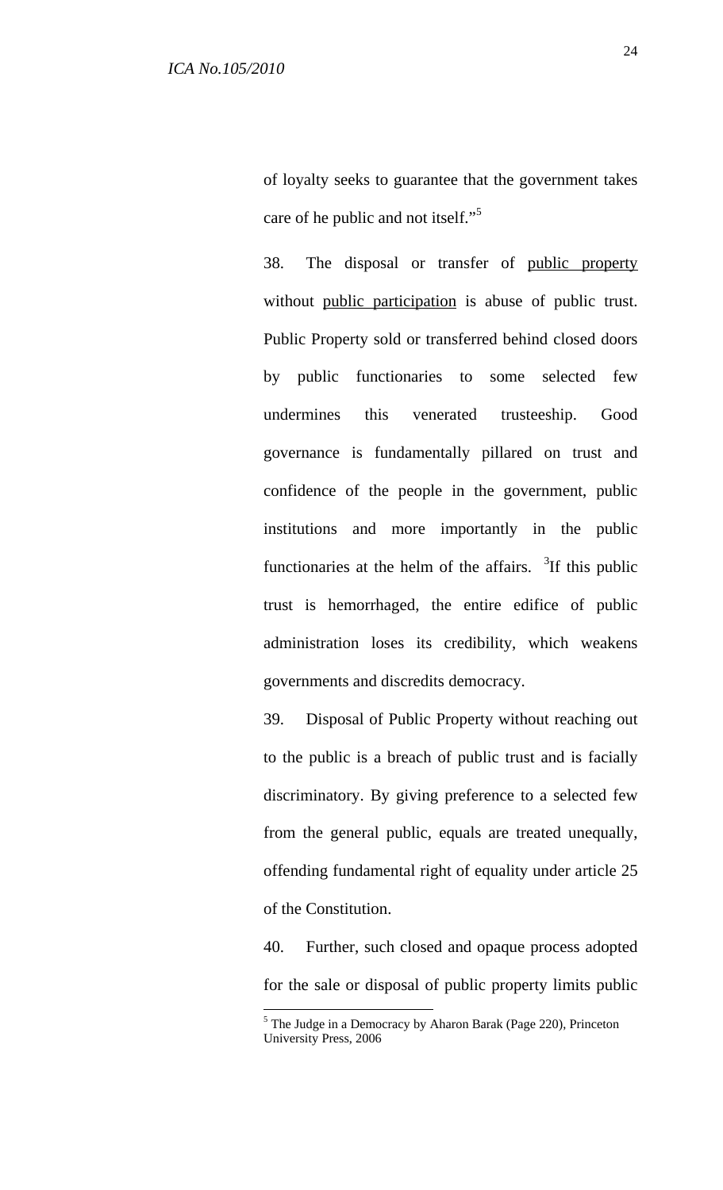of loyalty seeks to guarantee that the government takes care of he public and not itself."[5]

38. The disposal or transfer of <u>public property</u> without <u>public participation</u> is abuse of public trust. Public Property sold or transferred behind closed doors by public functionaries to some selected few undermines this venerated trusteeship. Good governance is fundamentally pillared on trust and confidence of the people in the government, public institutions and more importantly in the public functionaries at the helm of the affairs. [3]If this public trust is hemorrhaged, the entire edifice of public administration loses its credibility, which weakens governments and discredits democracy.

39. Disposal of Public Property without reaching out to the public is a breach of public trust and is facially discriminatory. By giving preference to a selected few from the general public, equals are treated unequally, offending fundamental right of equality under article 25 of the Constitution.

40. Further, such closed and opaque process adopted for the sale or disposal of public property limits public

---

[5] The Judge in a Democracy by Aharon Barak (Page 220), Princeton University Press, 2006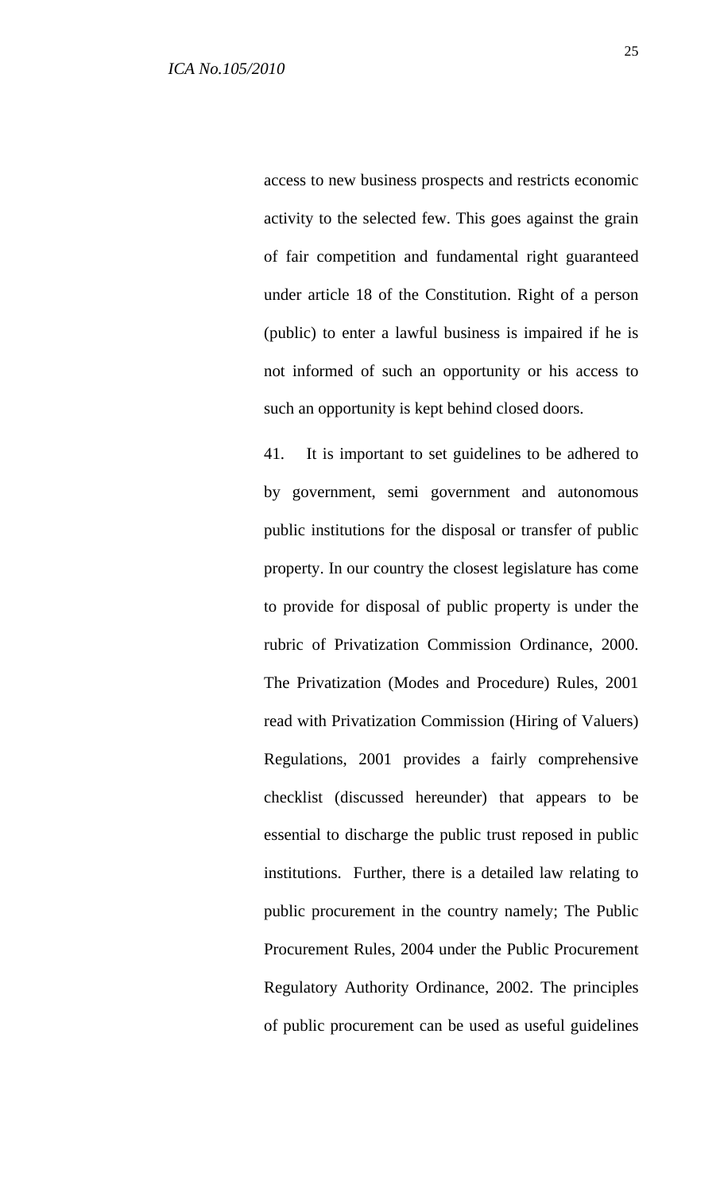access to new business prospects and restricts economic activity to the selected few. This goes against the grain of fair competition and fundamental right guaranteed under article 18 of the Constitution. Right of a person (public) to enter a lawful business is impaired if he is not informed of such an opportunity or his access to such an opportunity is kept behind closed doors.

41. It is important to set guidelines to be adhered to by government, semi government and autonomous public institutions for the disposal or transfer of public property. In our country the closest legislature has come to provide for disposal of public property is under the rubric of Privatization Commission Ordinance, 2000. The Privatization (Modes and Procedure) Rules, 2001 read with Privatization Commission (Hiring of Valuers) Regulations, 2001 provides a fairly comprehensive checklist (discussed hereunder) that appears to be essential to discharge the public trust reposed in public institutions. Further, there is a detailed law relating to public procurement in the country namely; The Public Procurement Rules, 2004 under the Public Procurement Regulatory Authority Ordinance, 2002. The principles of public procurement can be used as useful guidelines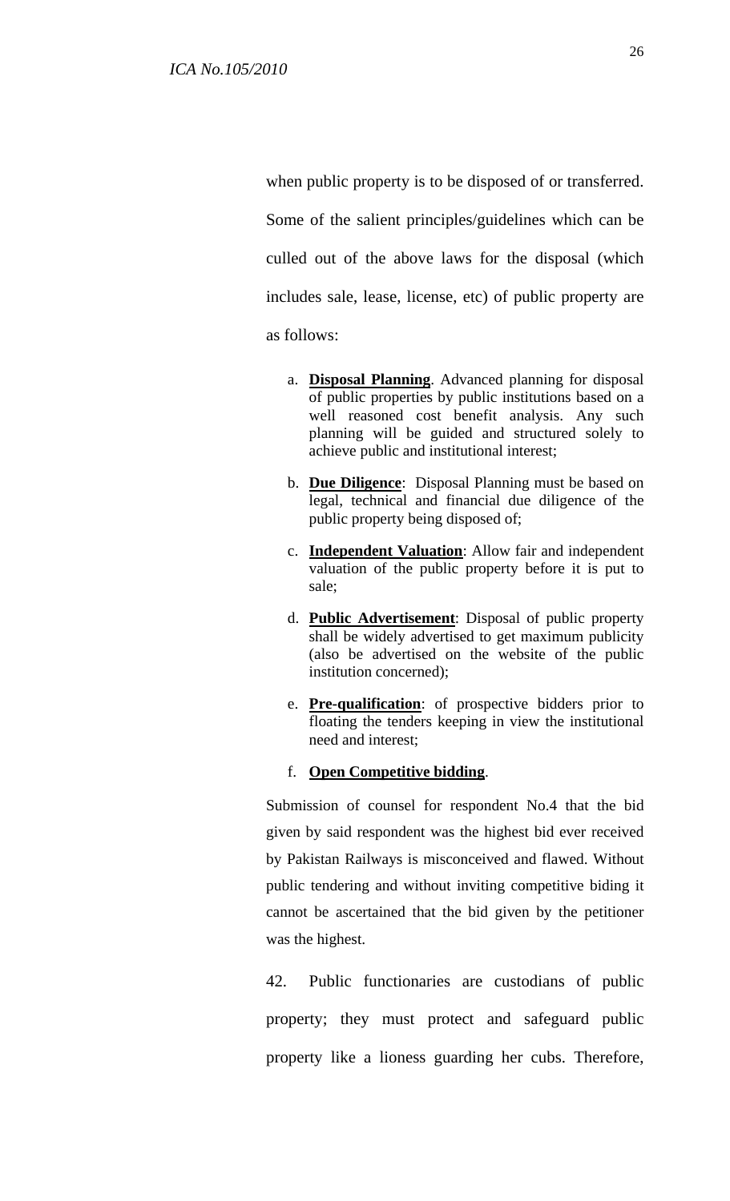when public property is to be disposed of or transferred. Some of the salient principles/guidelines which can be culled out of the above laws for the disposal (which includes sale, lease, license, etc) of public property are as follows:

a. **<u>Disposal Planning</u>**. Advanced planning for disposal of public properties by public institutions based on a well reasoned cost benefit analysis. Any such planning will be guided and structured solely to achieve public and institutional interest;

b. **<u>Due Diligence</u>**: Disposal Planning must be based on legal, technical and financial due diligence of the public property being disposed of;

c. **<u>Independent Valuation</u>**: Allow fair and independent valuation of the public property before it is put to sale;

d. **<u>Public Advertisement</u>**: Disposal of public property shall be widely advertised to get maximum publicity (also be advertised on the website of the public institution concerned);

e. **<u>Pre-qualification</u>**: of prospective bidders prior to floating the tenders keeping in view the institutional need and interest;

f. **<u>Open Competitive bidding</u>**.

Submission of counsel for respondent No.4 that the bid given by said respondent was the highest bid ever received by Pakistan Railways is misconceived and flawed. Without public tendering and without inviting competitive biding it cannot be ascertained that the bid given by the petitioner was the highest.

42. Public functionaries are custodians of public property; they must protect and safeguard public property like a lioness guarding her cubs. Therefore,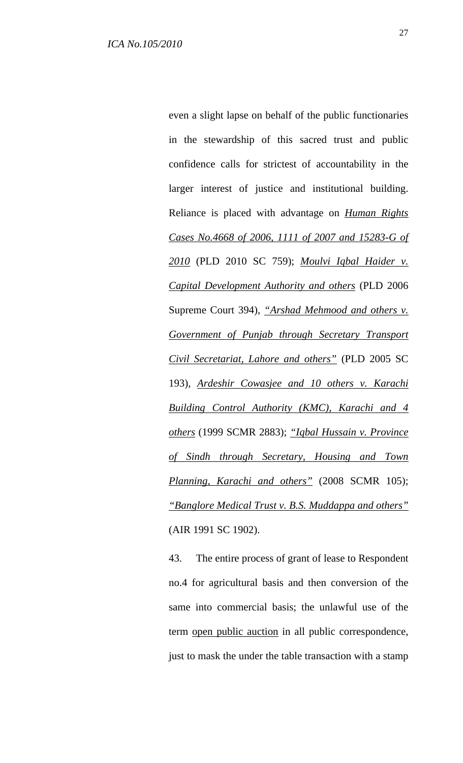even a slight lapse on behalf of the public functionaries in the stewardship of this sacred trust and public confidence calls for strictest of accountability in the larger interest of justice and institutional building. Reliance is placed with advantage on *Human Rights Cases No.4668 of 2006, 1111 of 2007 and 15283-G of 2010* (PLD 2010 SC 759); *Moulvi Iqbal Haider v. Capital Development Authority and others* (PLD 2006 Supreme Court 394), *"Arshad Mehmood and others v. Government of Punjab through Secretary Transport Civil Secretariat, Lahore and others"* (PLD 2005 SC 193), *Ardeshir Cowasjee and 10 others v. Karachi Building Control Authority (KMC), Karachi and 4 others* (1999 SCMR 2883); *"Iqbal Hussain v. Province of Sindh through Secretary, Housing and Town Planning, Karachi and others"* (2008 SCMR 105); *"Banglore Medical Trust v. B.S. Muddappa and others"* (AIR 1991 SC 1902).

43. The entire process of grant of lease to Respondent no.4 for agricultural basis and then conversion of the same into commercial basis; the unlawful use of the term open public auction in all public correspondence, just to mask the under the table transaction with a stamp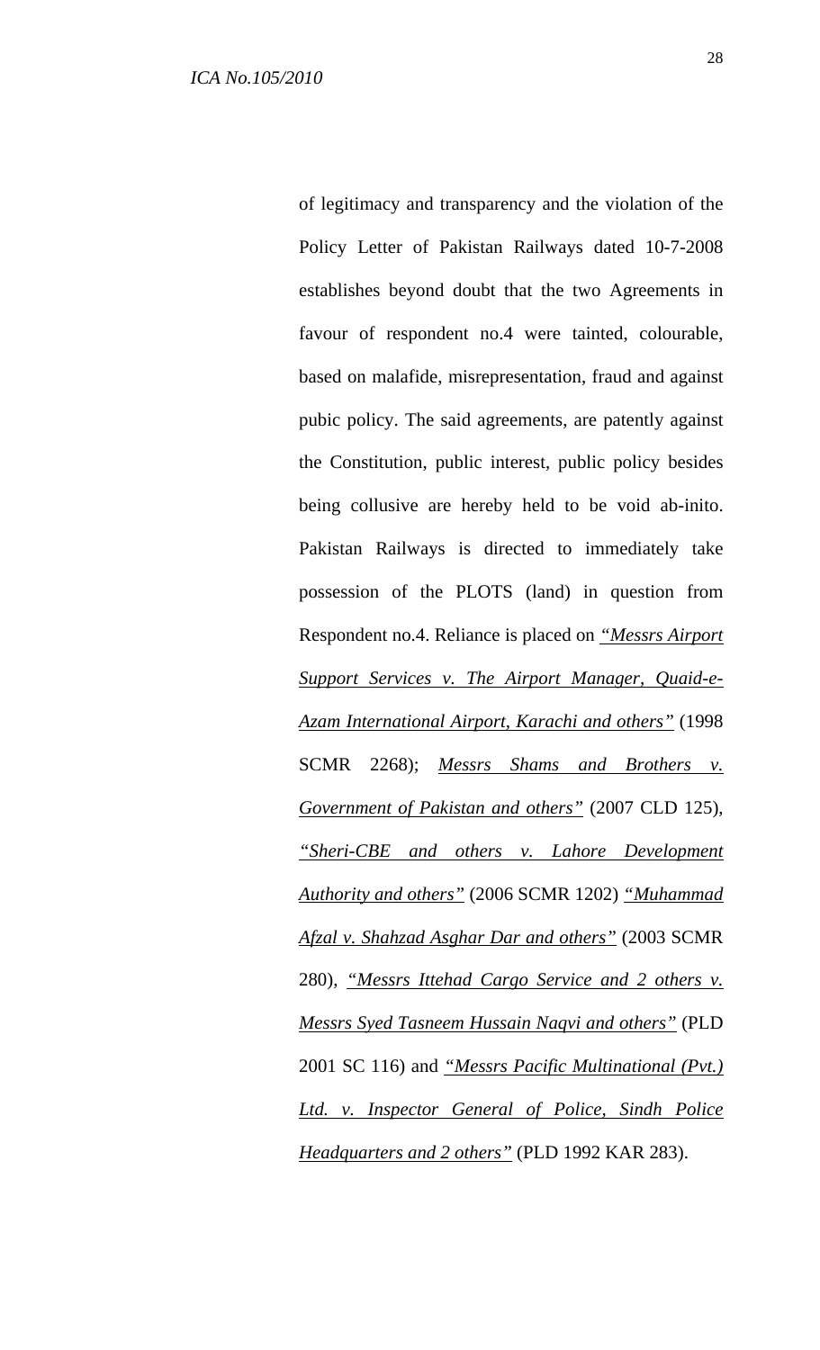of legitimacy and transparency and the violation of the Policy Letter of Pakistan Railways dated 10-7-2008 establishes beyond doubt that the two Agreements in favour of respondent no.4 were tainted, colourable, based on malafide, misrepresentation, fraud and against pubic policy. The said agreements, are patently against the Constitution, public interest, public policy besides being collusive are hereby held to be void ab-inito. Pakistan Railways is directed to immediately take possession of the PLOTS (land) in question from Respondent no.4. Reliance is placed on *"Messrs Airport Support Services v. The Airport Manager, Quaid-e-Azam International Airport, Karachi and others"* (1998 SCMR 2268); *Messrs Shams and Brothers v. Government of Pakistan and others"* (2007 CLD 125), *"Sheri-CBE and others v. Lahore Development Authority and others"* (2006 SCMR 1202) *"Muhammad Afzal v. Shahzad Asghar Dar and others"* (2003 SCMR 280), *"Messrs Ittehad Cargo Service and 2 others v. Messrs Syed Tasneem Hussain Naqvi and others"* (PLD 2001 SC 116) and *"Messrs Pacific Multinational (Pvt.) Ltd. v. Inspector General of Police, Sindh Police Headquarters and 2 others"* (PLD 1992 KAR 283).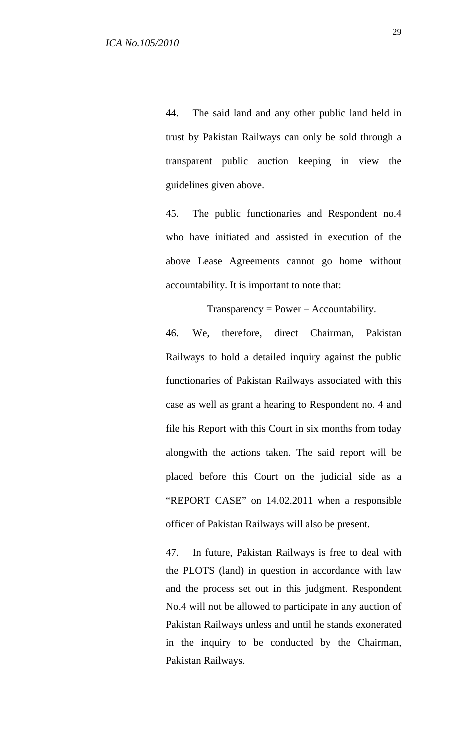44. The said land and any other public land held in trust by Pakistan Railways can only be sold through a transparent public auction keeping in view the guidelines given above.

45. The public functionaries and Respondent no.4 who have initiated and assisted in execution of the above Lease Agreements cannot go home without accountability. It is important to note that:

Transparency = Power – Accountability.

46. We, therefore, direct Chairman, Pakistan Railways to hold a detailed inquiry against the public functionaries of Pakistan Railways associated with this case as well as grant a hearing to Respondent no. 4 and file his Report with this Court in six months from today alongwith the actions taken. The said report will be placed before this Court on the judicial side as a "REPORT CASE" on 14.02.2011 when a responsible officer of Pakistan Railways will also be present.

47. In future, Pakistan Railways is free to deal with the PLOTS (land) in question in accordance with law and the process set out in this judgment. Respondent No.4 will not be allowed to participate in any auction of Pakistan Railways unless and until he stands exonerated in the inquiry to be conducted by the Chairman, Pakistan Railways.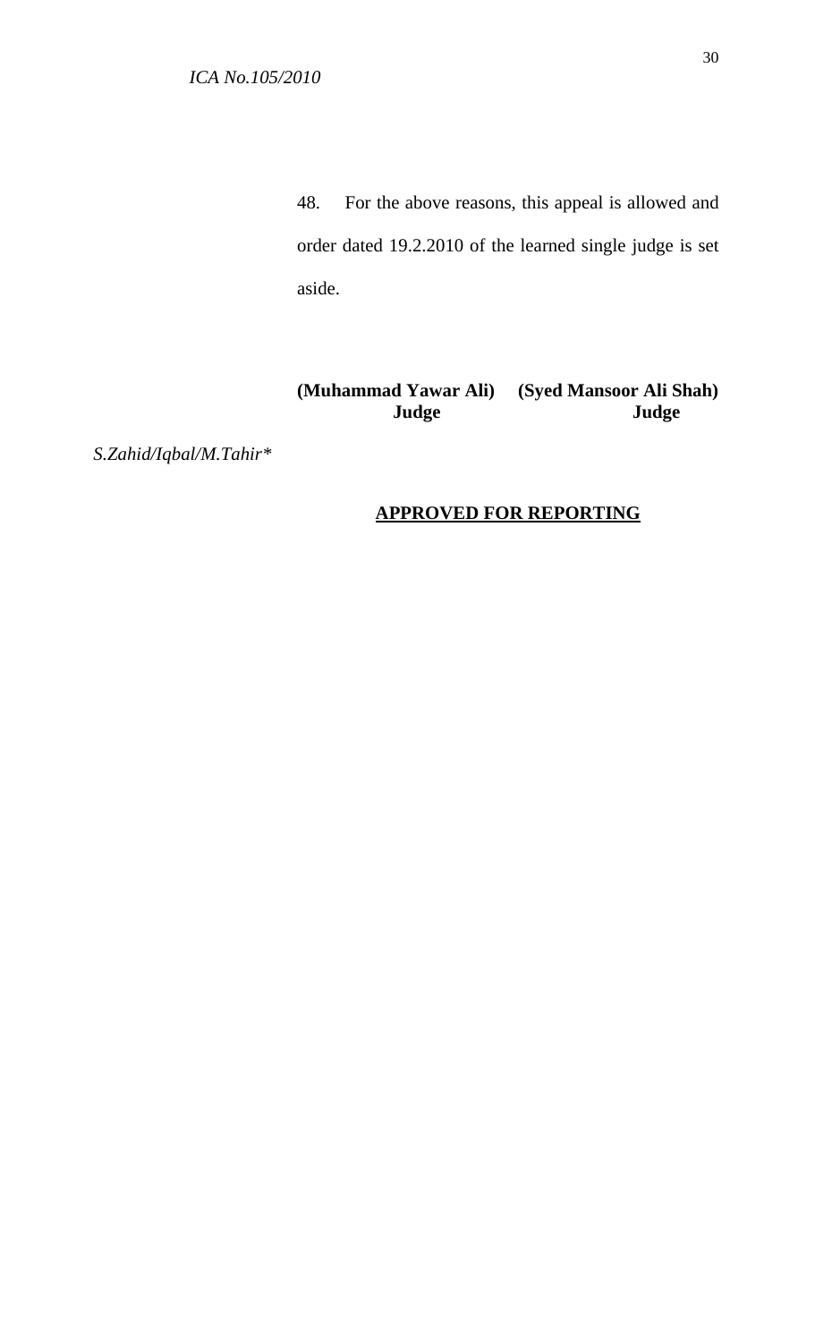48. For the above reasons, this appeal is allowed and order dated 19.2.2010 of the learned single judge is set aside.

**(Muhammad Yawar Ali)**
**Judge**

**(Syed Mansoor Ali Shah)**
**Judge**

*S.Zahid/Iqbal/M.Tahir**

**APPROVED FOR REPORTING**